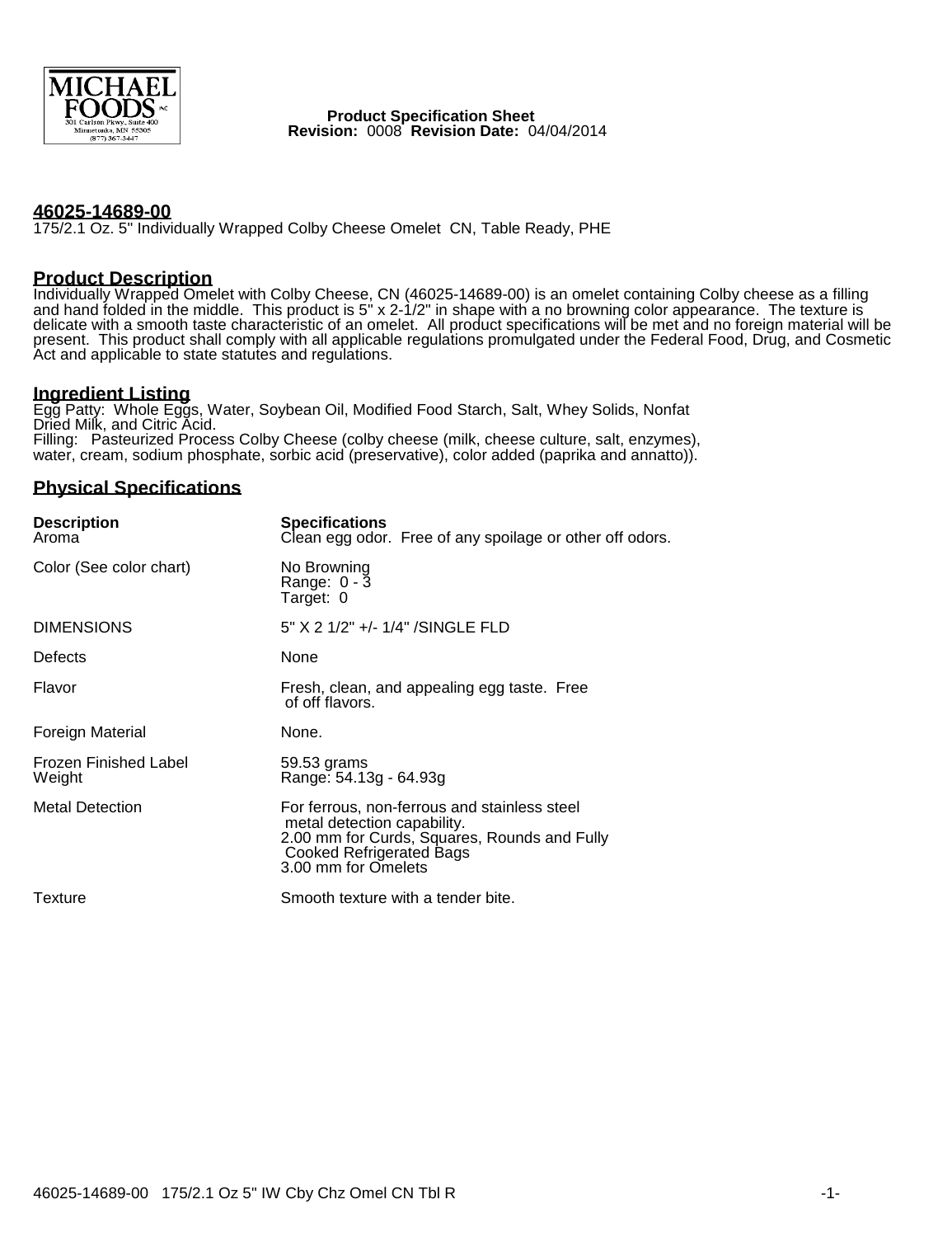**Product Specification Sheet**
**Revision:** 0008 **Revision Date:** 04/04/2014

## 46025-14689-00

175/2.1 Oz. 5" Individually Wrapped Colby Cheese Omelet CN, Table Ready, PHE

## Product Description

Individually Wrapped Omelet with Colby Cheese, CN (46025-14689-00) is an omelet containing Colby cheese as a filling and hand folded in the middle. This product is 5" x 2-1/2" in shape with a no browning color appearance. The texture is delicate with a smooth taste characteristic of an omelet. All product specifications will be met and no foreign material will be present. This product shall comply with all applicable regulations promulgated under the Federal Food, Drug, and Cosmetic Act and applicable to state statutes and regulations.

## Ingredient Listing

Egg Patty: Whole Eggs, Water, Soybean Oil, Modified Food Starch, Salt, Whey Solids, Nonfat Dried Milk, and Citric Acid.
Filling: Pasteurized Process Colby Cheese (colby cheese (milk, cheese culture, salt, enzymes), water, cream, sodium phosphate, sorbic acid (preservative), color added (paprika and annatto)).

## Physical Specifications

| Description | Specifications |
| --- | --- |
| Aroma | Clean egg odor. Free of any spoilage or other off odors. |
| Color (See color chart) | No Browning<br>Range: 0 - 3<br>Target: 0 |
| DIMENSIONS | 5" X 2 1/2" +/- 1/4" /SINGLE FLD |
| Defects | None |
| Flavor | Fresh, clean, and appealing egg taste. Free of off flavors. |
| Foreign Material | None. |
| Frozen Finished Label Weight | 59.53 grams<br>Range: 54.13g - 64.93g |
| Metal Detection | For ferrous, non-ferrous and stainless steel metal detection capability.<br>2.00 mm for Curds, Squares, Rounds and Fully Cooked Refrigerated Bags<br>3.00 mm for Omelets |
| Texture | Smooth texture with a tender bite. |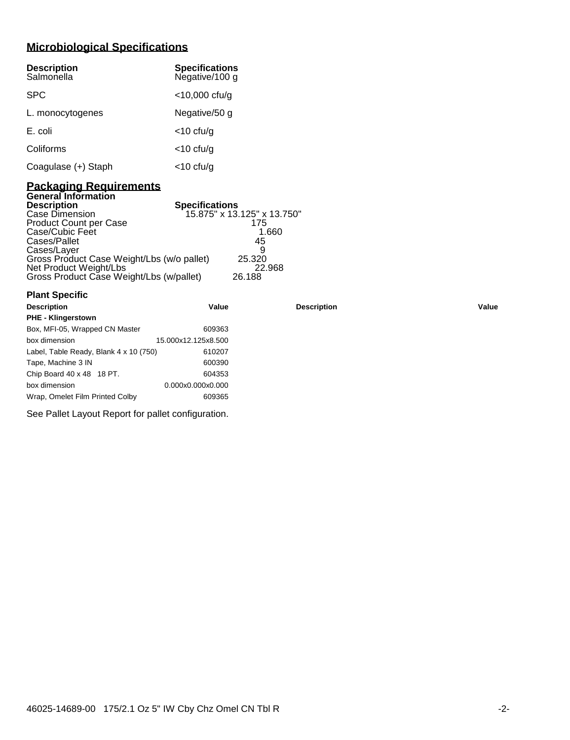## Microbiological Specifications

| Description | Specifications |
|---|---|
| Salmonella | Negative/100 g |
| SPC | <10,000 cfu/g |
| L. monocytogenes | Negative/50 g |
| E. coli | <10 cfu/g |
| Coliforms | <10 cfu/g |
| Coagulase (+) Staph | <10 cfu/g |

## Packaging Requirements

### General Information

| Description | Specifications |
|---|---|
| Case Dimension | 15.875" x 13.125" x 13.750" |
| Product Count per Case | 175 |
| Case/Cubic Feet | 1.660 |
| Cases/Pallet | 45 |
| Cases/Layer | 9 |
| Gross Product Case Weight/Lbs (w/o pallet) | 25.320 |
| Net Product Weight/Lbs | 22.968 |
| Gross Product Case Weight/Lbs (w/pallet) | 26.188 |

### Plant Specific

| Description | Value | Description | Value |
|---|---|---|---|
| **PHE - Klingerstown** | | | |
| Box, MFI-05, Wrapped CN Master | 609363 | | |
| box dimension | 15.000x12.125x8.500 | | |
| Label, Table Ready, Blank 4 x 10 (750) | 610207 | | |
| Tape, Machine 3 IN | 600390 | | |
| Chip Board 40 x 48 18 PT. | 604353 | | |
| box dimension | 0.000x0.000x0.000 | | |
| Wrap, Omelet Film Printed Colby | 609365 | | |

See Pallet Layout Report for pallet configuration.

46025-14689-00 175/2.1 Oz 5" IW Cby Chz Omel CN Tbl R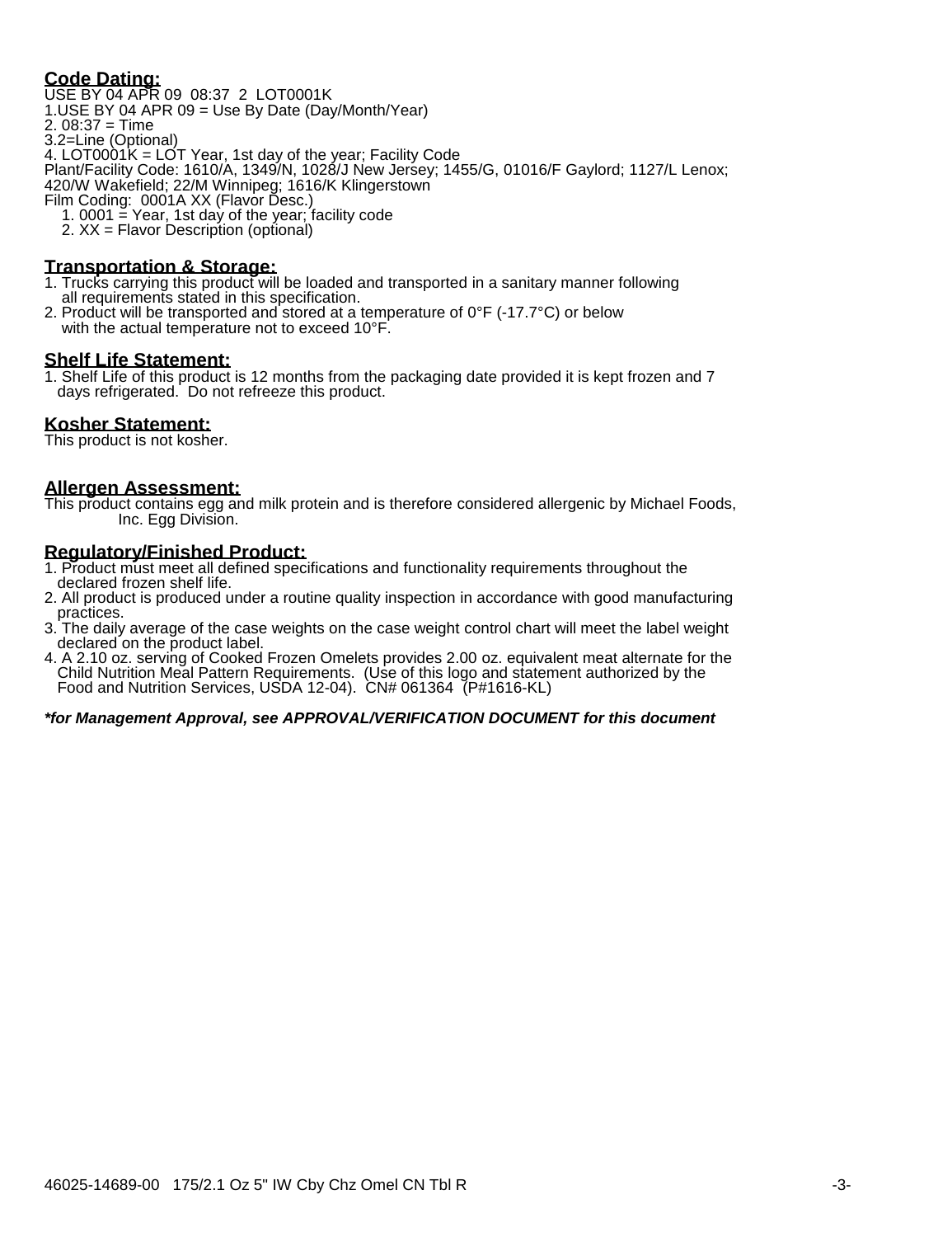## Code Dating:

USE BY 04 APR 09 08:37 2 LOT0001K
1.USE BY 04 APR 09 = Use By Date (Day/Month/Year)
2. 08:37 = Time
3.2=Line (Optional)
4. LOT0001K = LOT Year, 1st day of the year; Facility Code
Plant/Facility Code: 1610/A, 1349/N, 1028/J New Jersey; 1455/G, 01016/F Gaylord; 1127/L Lenox; 420/W Wakefield; 22/M Winnipeg; 1616/K Klingerstown
Film Coding: 0001A XX (Flavor Desc.)
1. 0001 = Year, 1st day of the year; facility code
2. XX = Flavor Description (optional)

## Transportation & Storage:

1. Trucks carrying this product will be loaded and transported in a sanitary manner following all requirements stated in this specification.
2. Product will be transported and stored at a temperature of 0°F (-17.7°C) or below with the actual temperature not to exceed 10°F.

## Shelf Life Statement:

1. Shelf Life of this product is 12 months from the packaging date provided it is kept frozen and 7 days refrigerated. Do not refreeze this product.

## Kosher Statement:

This product is not kosher.

## Allergen Assessment:

This product contains egg and milk protein and is therefore considered allergenic by Michael Foods, Inc. Egg Division.

## Regulatory/Finished Product:

1. Product must meet all defined specifications and functionality requirements throughout the declared frozen shelf life.
2. All product is produced under a routine quality inspection in accordance with good manufacturing practices.
3. The daily average of the case weights on the case weight control chart will meet the label weight declared on the product label.
4. A 2.10 oz. serving of Cooked Frozen Omelets provides 2.00 oz. equivalent meat alternate for the Child Nutrition Meal Pattern Requirements. (Use of this logo and statement authorized by the Food and Nutrition Services, USDA 12-04). CN# 061364 (P#1616-KL)

***for Management Approval, see APPROVAL/VERIFICATION DOCUMENT for this document***

46025-14689-00 175/2.1 Oz 5" IW Cby Chz Omel CN Tbl R